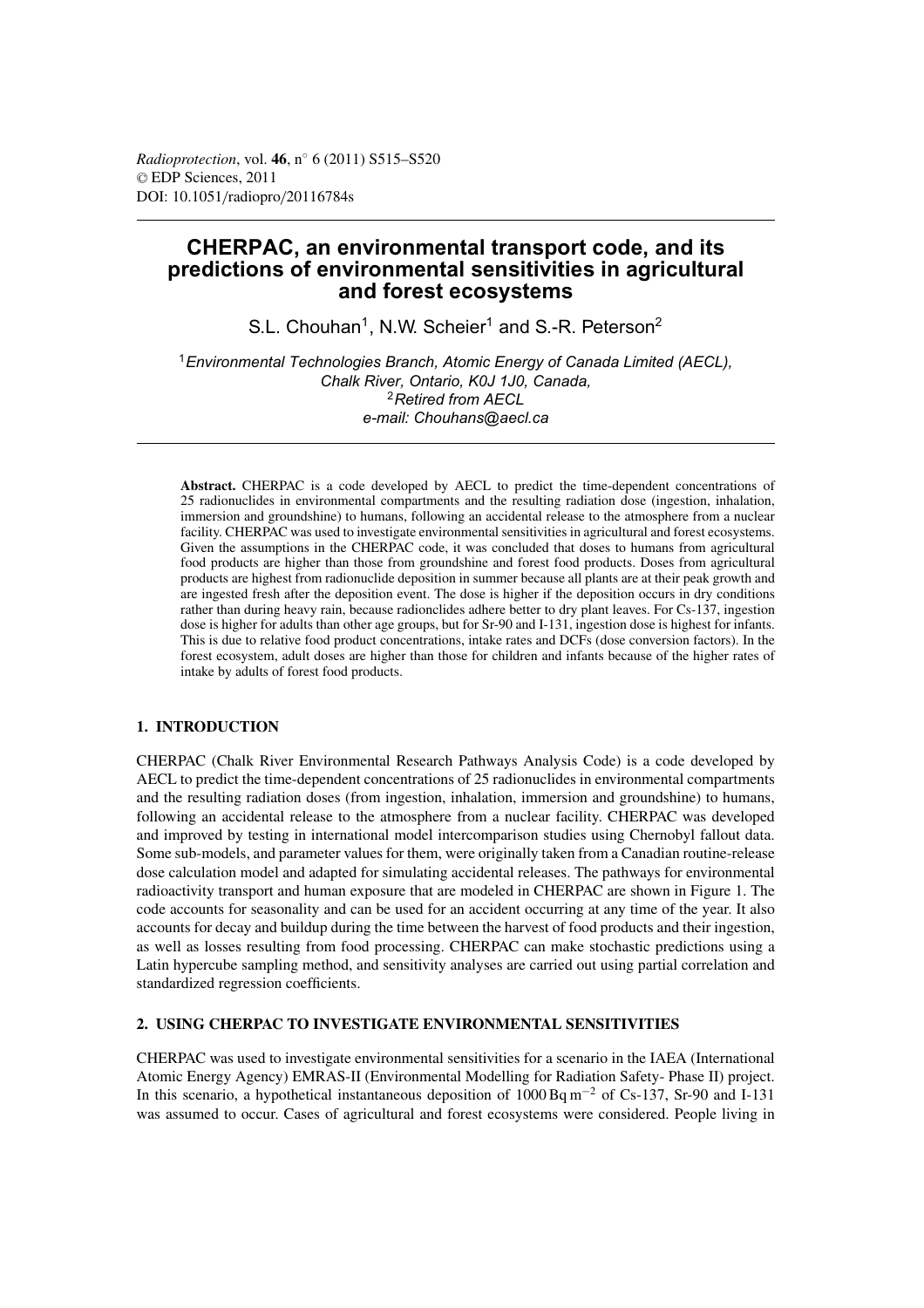# CHERPAC, an environmental transport code, and its predictions of environmental sensitivities in agricultural and forest ecosystems

S.L. Chouhan[1], N.W. Scheier[1] and S.-R. Peterson[2]

[1]*Environmental Technologies Branch, Atomic Energy of Canada Limited (AECL), Chalk River, Ontario, K0J 1J0, Canada,*
[2]*Retired from AECL*
*e-mail: Chouhans@aecl.ca*

**Abstract.** CHERPAC is a code developed by AECL to predict the time-dependent concentrations of 25 radionuclides in environmental compartments and the resulting radiation dose (ingestion, inhalation, immersion and groundshine) to humans, following an accidental release to the atmosphere from a nuclear facility. CHERPAC was used to investigate environmental sensitivities in agricultural and forest ecosystems. Given the assumptions in the CHERPAC code, it was concluded that doses to humans from agricultural food products are higher than those from groundshine and forest food products. Doses from agricultural products are highest from radionuclide deposition in summer because all plants are at their peak growth and are ingested fresh after the deposition event. The dose is higher if the deposition occurs in dry conditions rather than during heavy rain, because radioclides adhere better to dry plant leaves. For Cs-137, ingestion dose is higher for adults than other age groups, but for Sr-90 and I-131, ingestion dose is highest for infants. This is due to relative food product concentrations, intake rates and DCFs (dose conversion factors). In the forest ecosystem, adult doses are higher than those for children and infants because of the higher rates of intake by adults of forest food products.

## 1. INTRODUCTION

CHERPAC (Chalk River Environmental Research Pathways Analysis Code) is a code developed by AECL to predict the time-dependent concentrations of 25 radionuclides in environmental compartments and the resulting radiation doses (from ingestion, inhalation, immersion and groundshine) to humans, following an accidental release to the atmosphere from a nuclear facility. CHERPAC was developed and improved by testing in international model intercomparison studies using Chernobyl fallout data. Some sub-models, and parameter values for them, were originally taken from a Canadian routine-release dose calculation model and adapted for simulating accidental releases. The pathways for environmental radioactivity transport and human exposure that are modeled in CHERPAC are shown in Figure 1. The code accounts for seasonality and can be used for an accident occurring at any time of the year. It also accounts for decay and buildup during the time between the harvest of food products and their ingestion, as well as losses resulting from food processing. CHERPAC can make stochastic predictions using a Latin hypercube sampling method, and sensitivity analyses are carried out using partial correlation and standardized regression coefficients.

## 2. USING CHERPAC TO INVESTIGATE ENVIRONMENTAL SENSITIVITIES

CHERPAC was used to investigate environmental sensitivities for a scenario in the IAEA (International Atomic Energy Agency) EMRAS-II (Environmental Modelling for Radiation Safety- Phase II) project. In this scenario, a hypothetical instantaneous deposition of 1000 Bq $m^{-2}$ of Cs-137, Sr-90 and I-131 was assumed to occur. Cases of agricultural and forest ecosystems were considered. People living in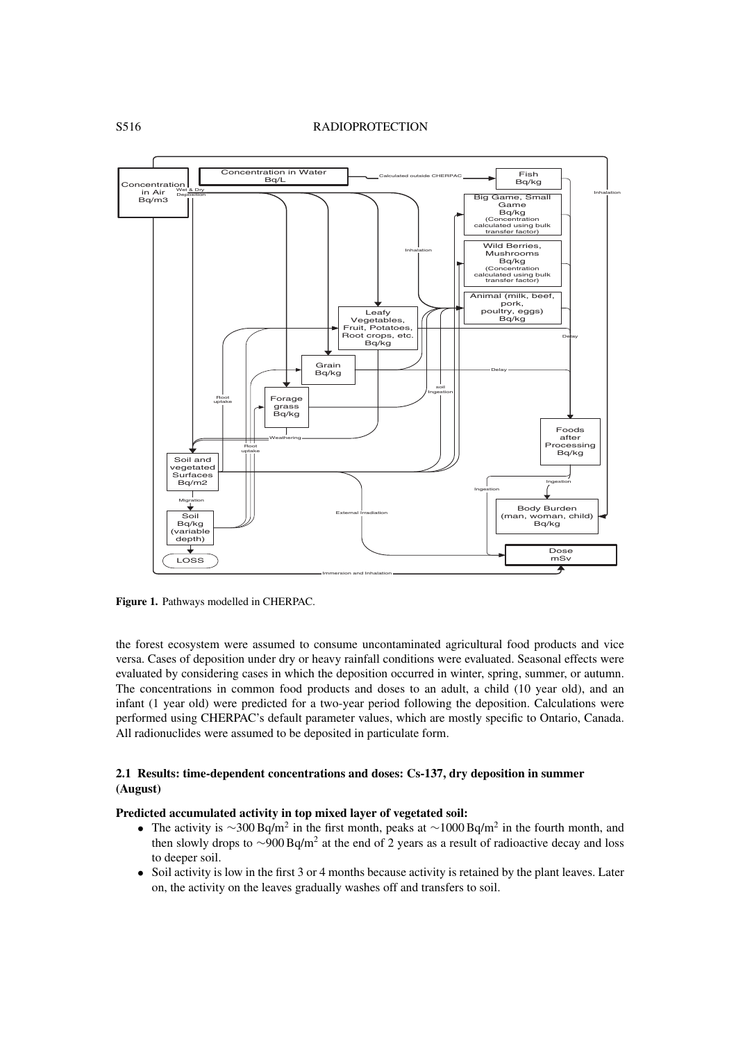**Figure 1.** Pathways modelled in CHERPAC.

the forest ecosystem were assumed to consume uncontaminated agricultural food products and vice versa. Cases of deposition under dry or heavy rainfall conditions were evaluated. Seasonal effects were evaluated by considering cases in which the deposition occurred in winter, spring, summer, or autumn. The concentrations in common food products and doses to an adult, a child (10 year old), and an infant (1 year old) were predicted for a two-year period following the deposition. Calculations were performed using CHERPAC's default parameter values, which are mostly specific to Ontario, Canada. All radionuclides were assumed to be deposited in particulate form.

### 2.1 Results: time-dependent concentrations and doses: Cs-137, dry deposition in summer (August)

**Predicted accumulated activity in top mixed layer of vegetated soil:**

- The activity is $\sim$300 Bq/m$^2$ in the first month, peaks at $\sim$1000 Bq/m$^2$ in the fourth month, and then slowly drops to $\sim$900 Bq/m$^2$ at the end of 2 years as a result of radioactive decay and loss to deeper soil.
- Soil activity is low in the first 3 or 4 months because activity is retained by the plant leaves. Later on, the activity on the leaves gradually washes off and transfers to soil.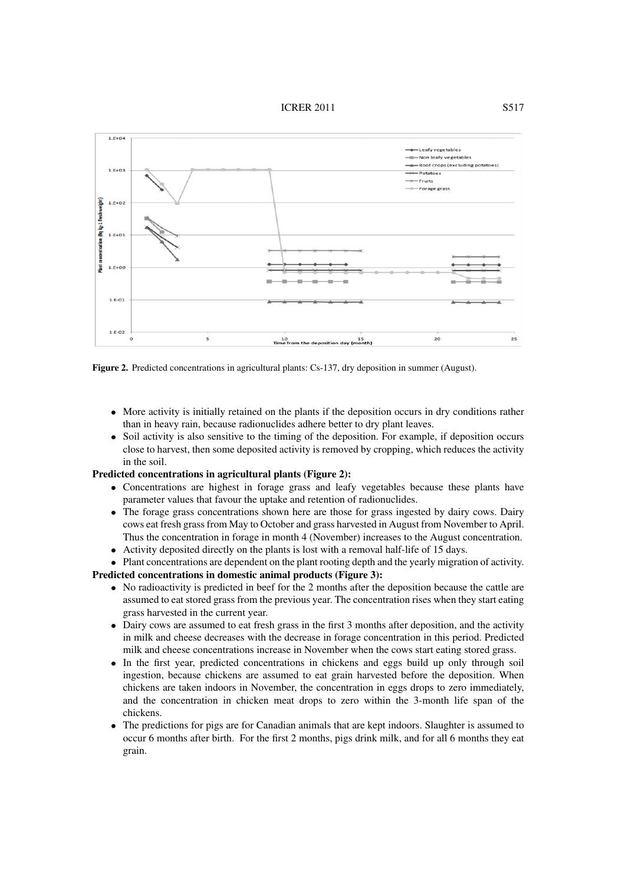**Figure 2.** Predicted concentrations in agricultural plants: Cs-137, dry deposition in summer (August).

- More activity is initially retained on the plants if the deposition occurs in dry conditions rather than in heavy rain, because radionuclides adhere better to dry plant leaves.
- Soil activity is also sensitive to the timing of the deposition. For example, if deposition occurs close to harvest, then some deposited activity is removed by cropping, which reduces the activity in the soil.

**Predicted concentrations in agricultural plants (Figure 2):**

- Concentrations are highest in forage grass and leafy vegetables because these plants have parameter values that favour the uptake and retention of radionuclides.
- The forage grass concentrations shown here are those for grass ingested by dairy cows. Dairy cows eat fresh grass from May to October and grass harvested in August from November to April. Thus the concentration in forage in month 4 (November) increases to the August concentration.
- Activity deposited directly on the plants is lost with a removal half-life of 15 days.
- Plant concentrations are dependent on the plant rooting depth and the yearly migration of activity.

**Predicted concentrations in domestic animal products (Figure 3):**

- No radioactivity is predicted in beef for the 2 months after the deposition because the cattle are assumed to eat stored grass from the previous year. The concentration rises when they start eating grass harvested in the current year.
- Dairy cows are assumed to eat fresh grass in the first 3 months after deposition, and the activity in milk and cheese decreases with the decrease in forage concentration in this period. Predicted milk and cheese concentrations increase in November when the cows start eating stored grass.
- In the first year, predicted concentrations in chickens and eggs build up only through soil ingestion, because chickens are assumed to eat grain harvested before the deposition. When chickens are taken indoors in November, the concentration in eggs drops to zero immediately, and the concentration in chicken meat drops to zero within the 3-month life span of the chickens.
- The predictions for pigs are for Canadian animals that are kept indoors. Slaughter is assumed to occur 6 months after birth. For the first 2 months, pigs drink milk, and for all 6 months they eat grain.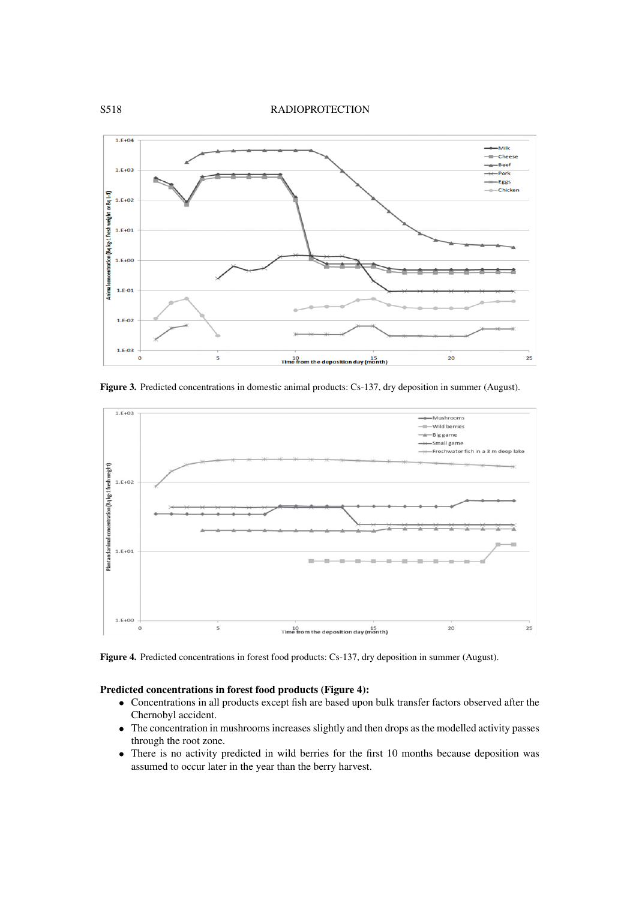**Figure 3.** Predicted concentrations in domestic animal products: Cs-137, dry deposition in summer (August).

**Figure 4.** Predicted concentrations in forest food products: Cs-137, dry deposition in summer (August).

**Predicted concentrations in forest food products (Figure 4):**

- Concentrations in all products except fish are based upon bulk transfer factors observed after the Chernobyl accident.
- The concentration in mushrooms increases slightly and then drops as the modelled activity passes through the root zone.
- There is no activity predicted in wild berries for the first 10 months because deposition was assumed to occur later in the year than the berry harvest.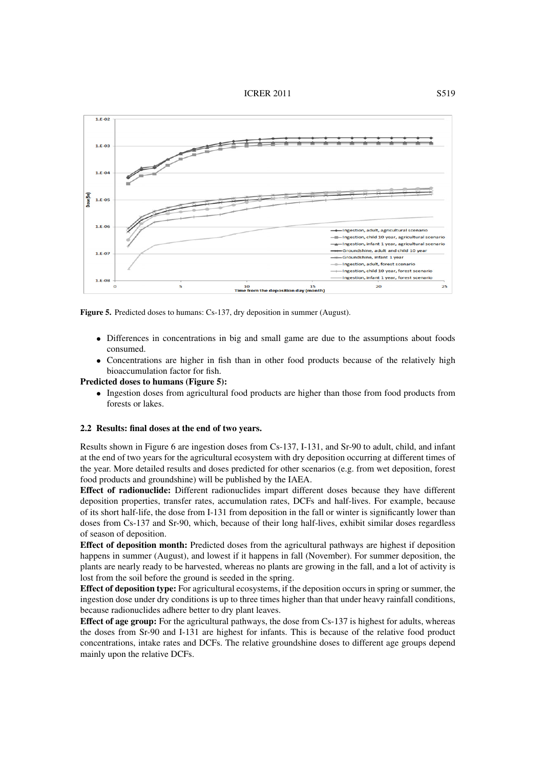Figure 5. Predicted doses to humans: Cs-137, dry deposition in summer (August).

- Differences in concentrations in big and small game are due to the assumptions about foods consumed.
- Concentrations are higher in fish than in other food products because of the relatively high bioaccumulation factor for fish.

**Predicted doses to humans (Figure 5):**

- Ingestion doses from agricultural food products are higher than those from food products from forests or lakes.

### 2.2 Results: final doses at the end of two years.

Results shown in Figure 6 are ingestion doses from Cs-137, I-131, and Sr-90 to adult, child, and infant at the end of two years for the agricultural ecosystem with dry deposition occurring at different times of the year. More detailed results and doses predicted for other scenarios (e.g. from wet deposition, forest food products and groundshine) will be published by the IAEA.

**Effect of radionuclide:** Different radionuclides impart different doses because they have different deposition properties, transfer rates, accumulation rates, DCFs and half-lives. For example, because of its short half-life, the dose from I-131 from deposition in the fall or winter is significantly lower than doses from Cs-137 and Sr-90, which, because of their long half-lives, exhibit similar doses regardless of season of deposition.

**Effect of deposition month:** Predicted doses from the agricultural pathways are highest if deposition happens in summer (August), and lowest if it happens in fall (November). For summer deposition, the plants are nearly ready to be harvested, whereas no plants are growing in the fall, and a lot of activity is lost from the soil before the ground is seeded in the spring.

**Effect of deposition type:** For agricultural ecosystems, if the deposition occurs in spring or summer, the ingestion dose under dry conditions is up to three times higher than that under heavy rainfall conditions, because radionuclides adhere better to dry plant leaves.

**Effect of age group:** For the agricultural pathways, the dose from Cs-137 is highest for adults, whereas the doses from Sr-90 and I-131 are highest for infants. This is because of the relative food product concentrations, intake rates and DCFs. The relative groundshine doses to different age groups depend mainly upon the relative DCFs.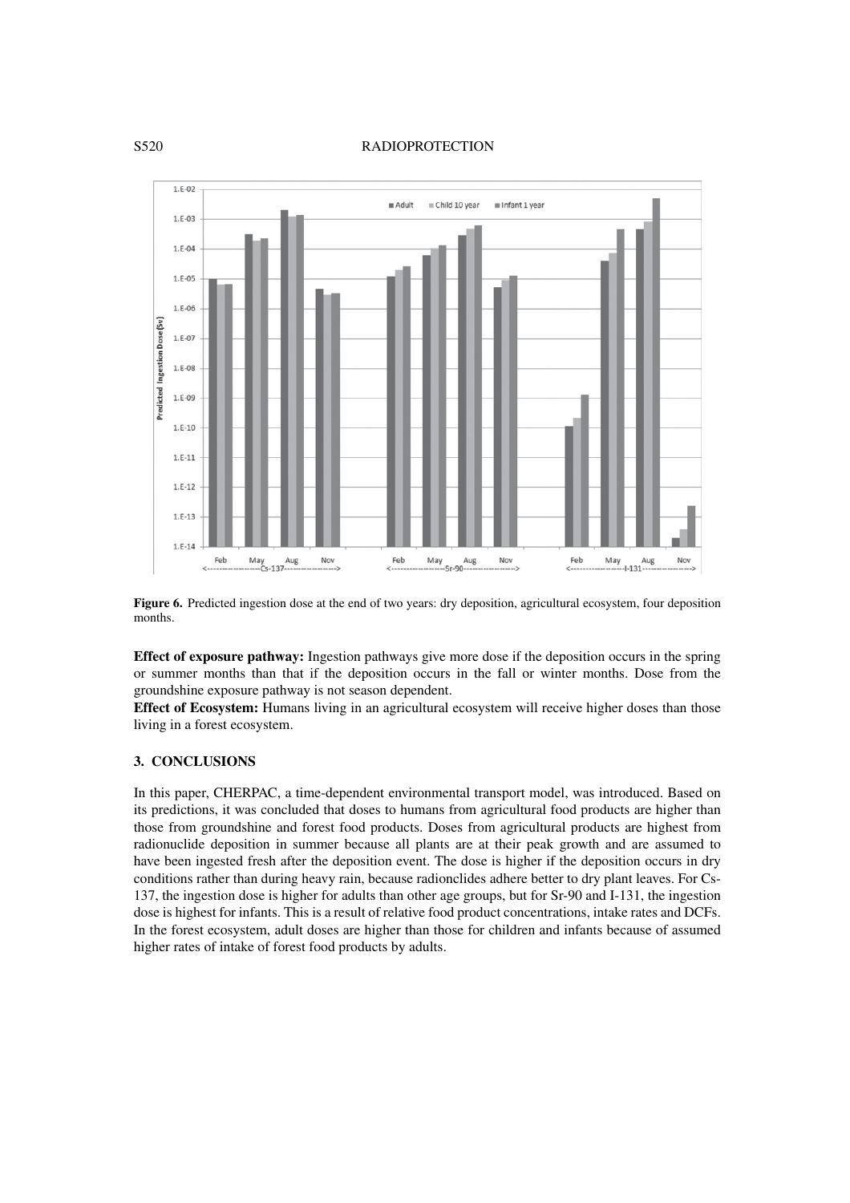1.E-02
1.E-03
1.E-04
1.E-05
1.E-06
1.E-07
1.E-08
1.E-09
1.E-10
1.E-11
1.E-12
1.E-13
1.E-14

Predicted Ingestion Dose (Sv)

Adult Child 10 year Infant 1 year

Feb May Aug Nov
<-----------Cs-137----------->

Feb May Aug Nov
<-----------Sr-90----------->

Feb May Aug Nov
<-----------I-131----------->

**Figure 6.** Predicted ingestion dose at the end of two years: dry deposition, agricultural ecosystem, four deposition months.

**Effect of exposure pathway:** Ingestion pathways give more dose if the deposition occurs in the spring or summer months than that if the deposition occurs in the fall or winter months. Dose from the groundshine exposure pathway is not season dependent.

**Effect of Ecosystem:** Humans living in an agricultural ecosystem will receive higher doses than those living in a forest ecosystem.

## 3. CONCLUSIONS

In this paper, CHERPAC, a time-dependent environmental transport model, was introduced. Based on its predictions, it was concluded that doses to humans from agricultural food products are higher than those from groundshine and forest food products. Doses from agricultural products are highest from radionuclide deposition in summer because all plants are at their peak growth and are assumed to have been ingested fresh after the deposition event. The dose is higher if the deposition occurs in dry conditions rather than during heavy rain, because radionclides adhere better to dry plant leaves. For Cs-137, the ingestion dose is higher for adults than other age groups, but for Sr-90 and I-131, the ingestion dose is highest for infants. This is a result of relative food product concentrations, intake rates and DCFs. In the forest ecosystem, adult doses are higher than those for children and infants because of assumed higher rates of intake of forest food products by adults.